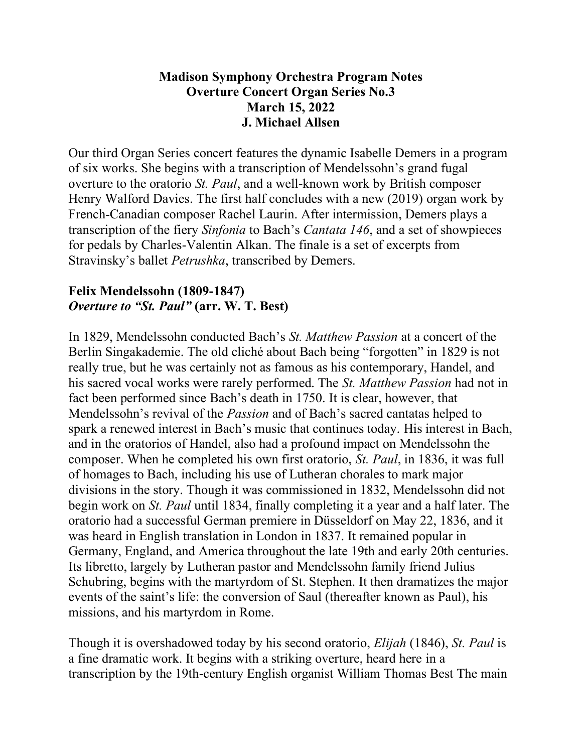**Madison Symphony Orchestra Program Notes**
**Overture Concert Organ Series No.3**
**March 15, 2022**
**J. Michael Allsen**

Our third Organ Series concert features the dynamic Isabelle Demers in a program of six works. She begins with a transcription of Mendelssohn's grand fugal overture to the oratorio *St. Paul*, and a well-known work by British composer Henry Walford Davies. The first half concludes with a new (2019) organ work by French-Canadian composer Rachel Laurin. After intermission, Demers plays a transcription of the fiery *Sinfonia* to Bach's *Cantata 146*, and a set of showpieces for pedals by Charles-Valentin Alkan. The finale is a set of excerpts from Stravinsky's ballet *Petrushka*, transcribed by Demers.

## Felix Mendelssohn (1809-1847)
## *Overture to "St. Paul"* (arr. W. T. Best)

In 1829, Mendelssohn conducted Bach's *St. Matthew Passion* at a concert of the Berlin Singakademie. The old cliché about Bach being "forgotten" in 1829 is not really true, but he was certainly not as famous as his contemporary, Handel, and his sacred vocal works were rarely performed. The *St. Matthew Passion* had not in fact been performed since Bach's death in 1750. It is clear, however, that Mendelssohn's revival of the *Passion* and of Bach's sacred cantatas helped to spark a renewed interest in Bach's music that continues today. His interest in Bach, and in the oratorios of Handel, also had a profound impact on Mendelssohn the composer. When he completed his own first oratorio, *St. Paul*, in 1836, it was full of homages to Bach, including his use of Lutheran chorales to mark major divisions in the story. Though it was commissioned in 1832, Mendelssohn did not begin work on *St. Paul* until 1834, finally completing it a year and a half later. The oratorio had a successful German premiere in Düsseldorf on May 22, 1836, and it was heard in English translation in London in 1837. It remained popular in Germany, England, and America throughout the late 19th and early 20th centuries. Its libretto, largely by Lutheran pastor and Mendelssohn family friend Julius Schubring, begins with the martyrdom of St. Stephen. It then dramatizes the major events of the saint's life: the conversion of Saul (thereafter known as Paul), his missions, and his martyrdom in Rome.

Though it is overshadowed today by his second oratorio, *Elijah* (1846), *St. Paul* is a fine dramatic work. It begins with a striking overture, heard here in a transcription by the 19th-century English organist William Thomas Best The main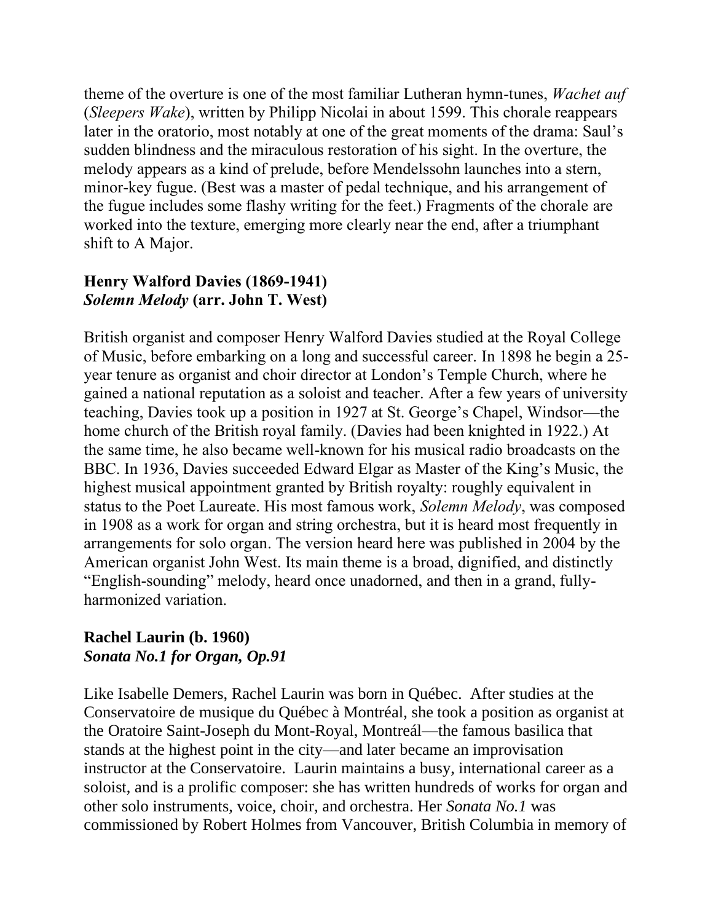theme of the overture is one of the most familiar Lutheran hymn-tunes, *Wachet auf* (*Sleepers Wake*), written by Philipp Nicolai in about 1599. This chorale reappears later in the oratorio, most notably at one of the great moments of the drama: Saul's sudden blindness and the miraculous restoration of his sight. In the overture, the melody appears as a kind of prelude, before Mendelssohn launches into a stern, minor-key fugue. (Best was a master of pedal technique, and his arrangement of the fugue includes some flashy writing for the feet.) Fragments of the chorale are worked into the texture, emerging more clearly near the end, after a triumphant shift to A Major.

### Henry Walford Davies (1869-1941)
### *Solemn Melody* (arr. John T. West)

British organist and composer Henry Walford Davies studied at the Royal College of Music, before embarking on a long and successful career. In 1898 he begin a 25-year tenure as organist and choir director at London's Temple Church, where he gained a national reputation as a soloist and teacher. After a few years of university teaching, Davies took up a position in 1927 at St. George's Chapel, Windsor—the home church of the British royal family. (Davies had been knighted in 1922.) At the same time, he also became well-known for his musical radio broadcasts on the BBC. In 1936, Davies succeeded Edward Elgar as Master of the King's Music, the highest musical appointment granted by British royalty: roughly equivalent in status to the Poet Laureate. His most famous work, *Solemn Melody*, was composed in 1908 as a work for organ and string orchestra, but it is heard most frequently in arrangements for solo organ. The version heard here was published in 2004 by the American organist John West. Its main theme is a broad, dignified, and distinctly "English-sounding" melody, heard once unadorned, and then in a grand, fully-harmonized variation.

### Rachel Laurin (b. 1960)
### *Sonata No.1 for Organ, Op.91*

Like Isabelle Demers, Rachel Laurin was born in Québec. After studies at the Conservatoire de musique du Québec à Montréal, she took a position as organist at the Oratoire Saint-Joseph du Mont-Royal, Montreál—the famous basilica that stands at the highest point in the city—and later became an improvisation instructor at the Conservatoire. Laurin maintains a busy, international career as a soloist, and is a prolific composer: she has written hundreds of works for organ and other solo instruments, voice, choir, and orchestra. Her *Sonata No.1* was commissioned by Robert Holmes from Vancouver, British Columbia in memory of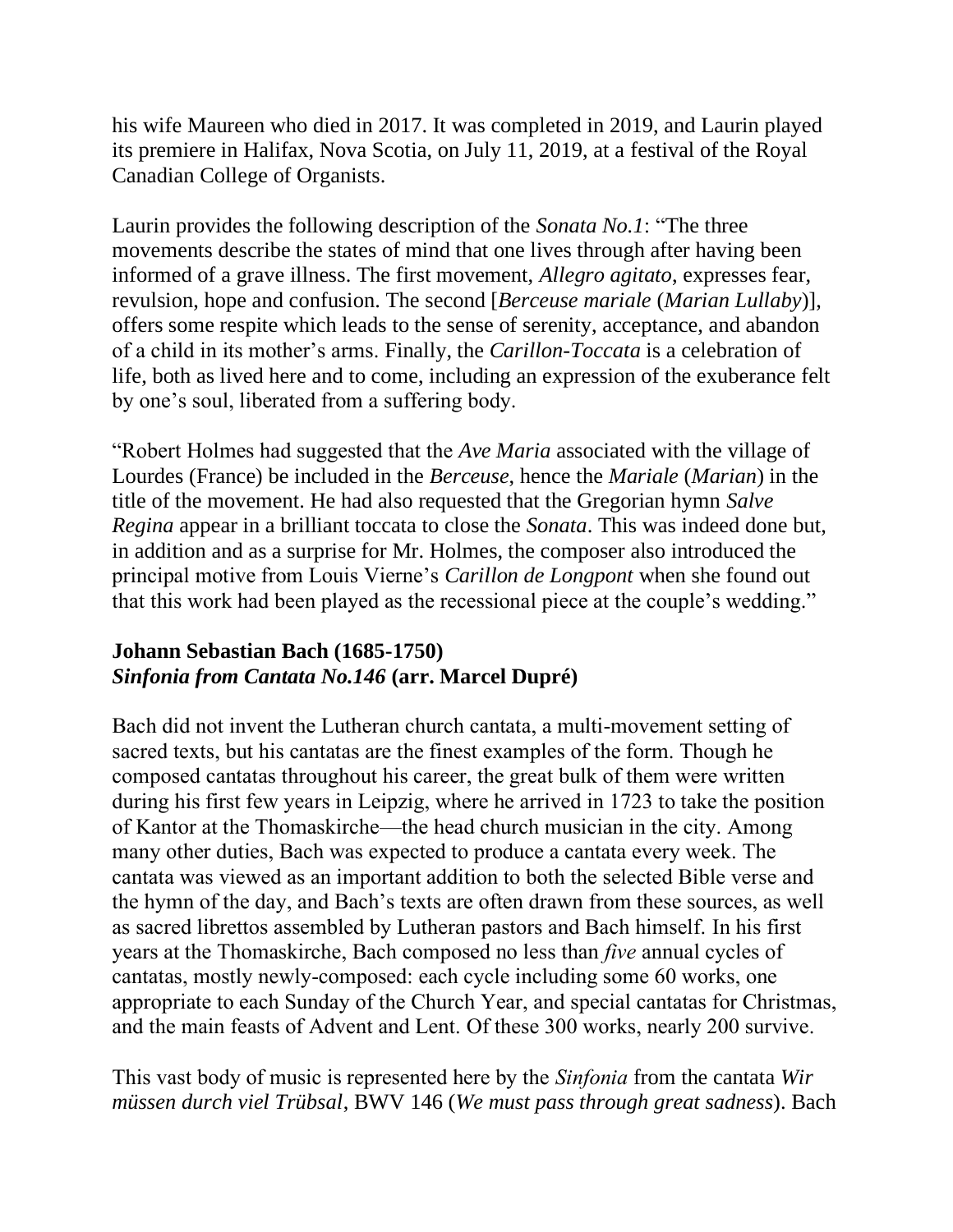his wife Maureen who died in 2017. It was completed in 2019, and Laurin played its premiere in Halifax, Nova Scotia, on July 11, 2019, at a festival of the Royal Canadian College of Organists.

Laurin provides the following description of the *Sonata No.1*: "The three movements describe the states of mind that one lives through after having been informed of a grave illness. The first movement, *Allegro agitato*, expresses fear, revulsion, hope and confusion. The second [*Berceuse mariale* (*Marian Lullaby*)], offers some respite which leads to the sense of serenity, acceptance, and abandon of a child in its mother's arms. Finally, the *Carillon-Toccata* is a celebration of life, both as lived here and to come, including an expression of the exuberance felt by one's soul, liberated from a suffering body.

"Robert Holmes had suggested that the *Ave Maria* associated with the village of Lourdes (France) be included in the *Berceuse*, hence the *Mariale* (*Marian*) in the title of the movement. He had also requested that the Gregorian hymn *Salve Regina* appear in a brilliant toccata to close the *Sonata*. This was indeed done but, in addition and as a surprise for Mr. Holmes, the composer also introduced the principal motive from Louis Vierne's *Carillon de Longpont* when she found out that this work had been played as the recessional piece at the couple's wedding."

### Johann Sebastian Bach (1685-1750)
### *Sinfonia from Cantata No.146* (arr. Marcel Dupré)

Bach did not invent the Lutheran church cantata, a multi-movement setting of sacred texts, but his cantatas are the finest examples of the form. Though he composed cantatas throughout his career, the great bulk of them were written during his first few years in Leipzig, where he arrived in 1723 to take the position of Kantor at the Thomaskirche—the head church musician in the city. Among many other duties, Bach was expected to produce a cantata every week. The cantata was viewed as an important addition to both the selected Bible verse and the hymn of the day, and Bach's texts are often drawn from these sources, as well as sacred librettos assembled by Lutheran pastors and Bach himself. In his first years at the Thomaskirche, Bach composed no less than *five* annual cycles of cantatas, mostly newly-composed: each cycle including some 60 works, one appropriate to each Sunday of the Church Year, and special cantatas for Christmas, and the main feasts of Advent and Lent. Of these 300 works, nearly 200 survive.

This vast body of music is represented here by the *Sinfonia* from the cantata *Wir müssen durch viel Trübsal*, BWV 146 (*We must pass through great sadness*). Bach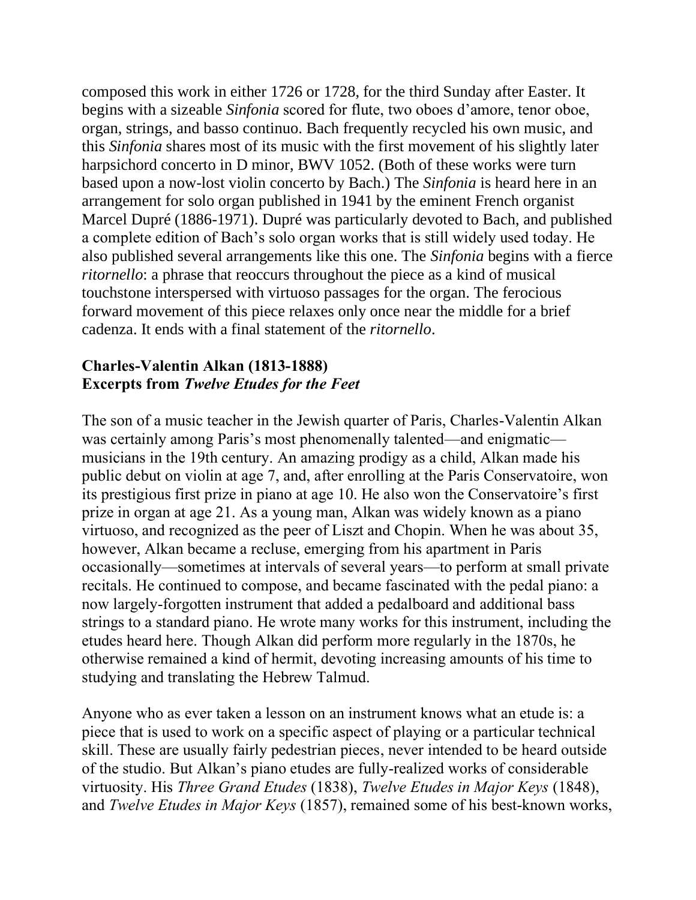composed this work in either 1726 or 1728, for the third Sunday after Easter. It begins with a sizeable *Sinfonia* scored for flute, two oboes d'amore, tenor oboe, organ, strings, and basso continuo. Bach frequently recycled his own music, and this *Sinfonia* shares most of its music with the first movement of his slightly later harpsichord concerto in D minor, BWV 1052. (Both of these works were turn based upon a now-lost violin concerto by Bach.) The *Sinfonia* is heard here in an arrangement for solo organ published in 1941 by the eminent French organist Marcel Dupré (1886-1971). Dupré was particularly devoted to Bach, and published a complete edition of Bach's solo organ works that is still widely used today. He also published several arrangements like this one. The *Sinfonia* begins with a fierce *ritornello*: a phrase that reoccurs throughout the piece as a kind of musical touchstone interspersed with virtuoso passages for the organ. The ferocious forward movement of this piece relaxes only once near the middle for a brief cadenza. It ends with a final statement of the *ritornello*.

**Charles-Valentin Alkan (1813-1888)**
**Excerpts from *Twelve Etudes for the Feet***

The son of a music teacher in the Jewish quarter of Paris, Charles-Valentin Alkan was certainly among Paris's most phenomenally talented—and enigmatic—musicians in the 19th century. An amazing prodigy as a child, Alkan made his public debut on violin at age 7, and, after enrolling at the Paris Conservatoire, won its prestigious first prize in piano at age 10. He also won the Conservatoire's first prize in organ at age 21. As a young man, Alkan was widely known as a piano virtuoso, and recognized as the peer of Liszt and Chopin. When he was about 35, however, Alkan became a recluse, emerging from his apartment in Paris occasionally—sometimes at intervals of several years—to perform at small private recitals. He continued to compose, and became fascinated with the pedal piano: a now largely-forgotten instrument that added a pedalboard and additional bass strings to a standard piano. He wrote many works for this instrument, including the etudes heard here. Though Alkan did perform more regularly in the 1870s, he otherwise remained a kind of hermit, devoting increasing amounts of his time to studying and translating the Hebrew Talmud.

Anyone who as ever taken a lesson on an instrument knows what an etude is: a piece that is used to work on a specific aspect of playing or a particular technical skill. These are usually fairly pedestrian pieces, never intended to be heard outside of the studio. But Alkan's piano etudes are fully-realized works of considerable virtuosity. His *Three Grand Etudes* (1838), *Twelve Etudes in Major Keys* (1848), and *Twelve Etudes in Major Keys* (1857), remained some of his best-known works,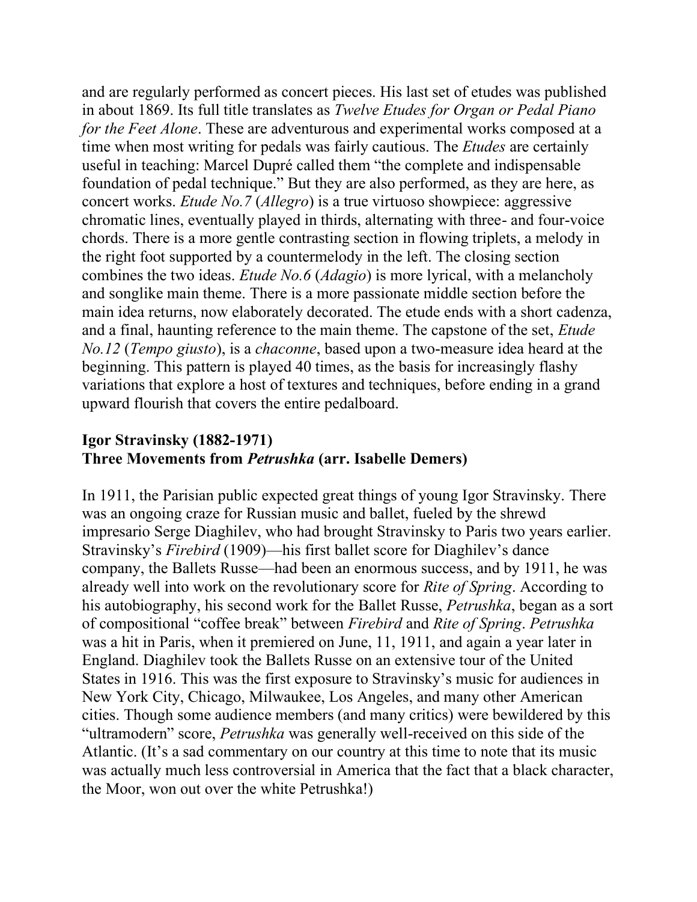and are regularly performed as concert pieces. His last set of etudes was published in about 1869. Its full title translates as *Twelve Etudes for Organ or Pedal Piano for the Feet Alone*. These are adventurous and experimental works composed at a time when most writing for pedals was fairly cautious. The *Etudes* are certainly useful in teaching: Marcel Dupré called them "the complete and indispensable foundation of pedal technique." But they are also performed, as they are here, as concert works. *Etude No.7* (*Allegro*) is a true virtuoso showpiece: aggressive chromatic lines, eventually played in thirds, alternating with three- and four-voice chords. There is a more gentle contrasting section in flowing triplets, a melody in the right foot supported by a countermelody in the left. The closing section combines the two ideas. *Etude No.6* (*Adagio*) is more lyrical, with a melancholy and songlike main theme. There is a more passionate middle section before the main idea returns, now elaborately decorated. The etude ends with a short cadenza, and a final, haunting reference to the main theme. The capstone of the set, *Etude No.12* (*Tempo giusto*), is a *chaconne*, based upon a two-measure idea heard at the beginning. This pattern is played 40 times, as the basis for increasingly flashy variations that explore a host of textures and techniques, before ending in a grand upward flourish that covers the entire pedalboard.

**Igor Stravinsky (1882-1971)**
**Three Movements from *Petrushka* (arr. Isabelle Demers)**

In 1911, the Parisian public expected great things of young Igor Stravinsky. There was an ongoing craze for Russian music and ballet, fueled by the shrewd impresario Serge Diaghilev, who had brought Stravinsky to Paris two years earlier. Stravinsky's *Firebird* (1909)—his first ballet score for Diaghilev's dance company, the Ballets Russe—had been an enormous success, and by 1911, he was already well into work on the revolutionary score for *Rite of Spring*. According to his autobiography, his second work for the Ballet Russe, *Petrushka*, began as a sort of compositional "coffee break" between *Firebird* and *Rite of Spring*. *Petrushka* was a hit in Paris, when it premiered on June, 11, 1911, and again a year later in England. Diaghilev took the Ballets Russe on an extensive tour of the United States in 1916. This was the first exposure to Stravinsky's music for audiences in New York City, Chicago, Milwaukee, Los Angeles, and many other American cities. Though some audience members (and many critics) were bewildered by this "ultramodern" score, *Petrushka* was generally well-received on this side of the Atlantic. (It's a sad commentary on our country at this time to note that its music was actually much less controversial in America that the fact that a black character, the Moor, won out over the white Petrushka!)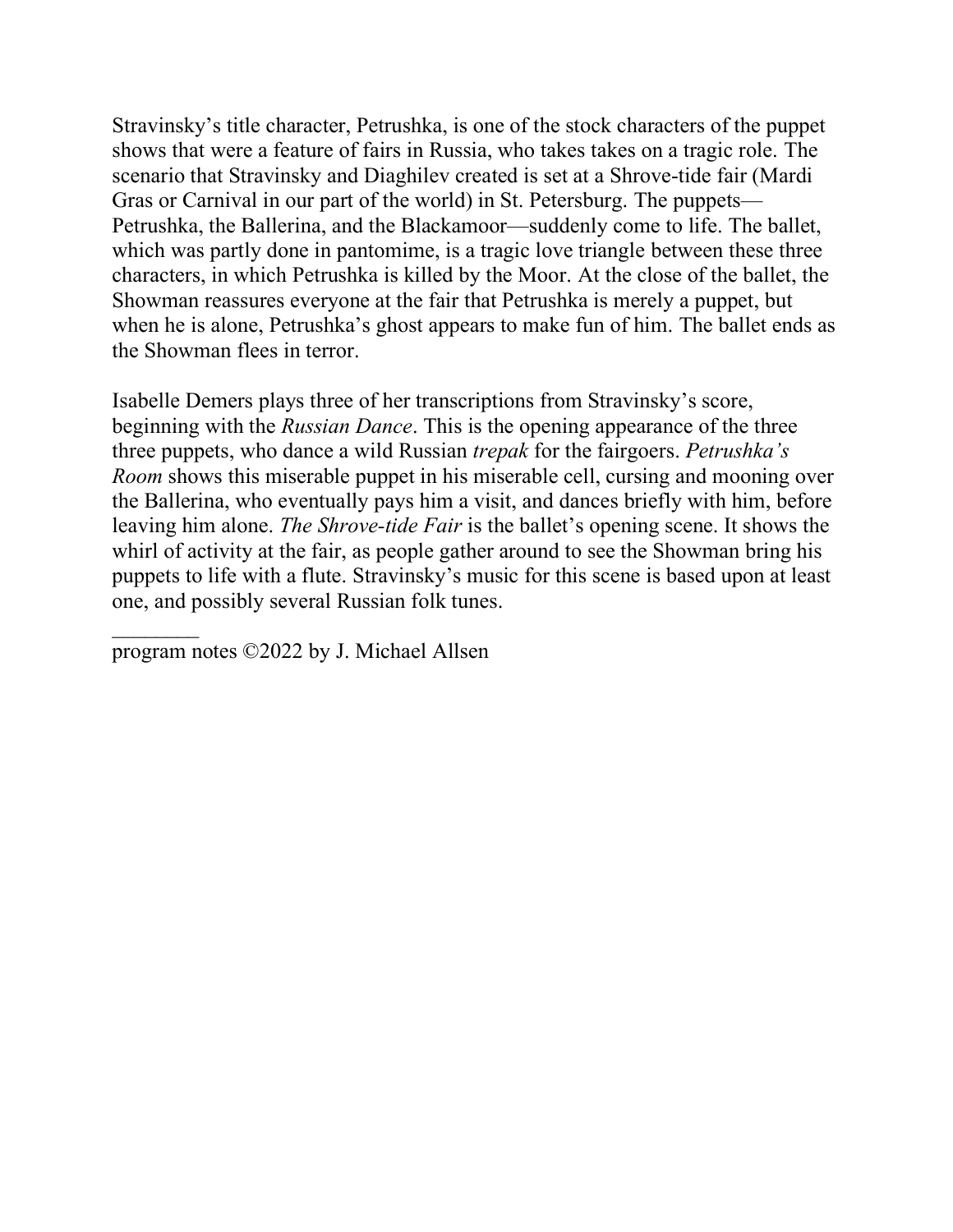Stravinsky's title character, Petrushka, is one of the stock characters of the puppet shows that were a feature of fairs in Russia, who takes takes on a tragic role. The scenario that Stravinsky and Diaghilev created is set at a Shrove-tide fair (Mardi Gras or Carnival in our part of the world) in St. Petersburg. The puppets—Petrushka, the Ballerina, and the Blackamoor—suddenly come to life. The ballet, which was partly done in pantomime, is a tragic love triangle between these three characters, in which Petrushka is killed by the Moor. At the close of the ballet, the Showman reassures everyone at the fair that Petrushka is merely a puppet, but when he is alone, Petrushka's ghost appears to make fun of him. The ballet ends as the Showman flees in terror.

Isabelle Demers plays three of her transcriptions from Stravinsky's score, beginning with the *Russian Dance*. This is the opening appearance of the three three puppets, who dance a wild Russian *trepak* for the fairgoers. *Petrushka's Room* shows this miserable puppet in his miserable cell, cursing and mooning over the Ballerina, who eventually pays him a visit, and dances briefly with him, before leaving him alone. *The Shrove-tide Fair* is the ballet's opening scene. It shows the whirl of activity at the fair, as people gather around to see the Showman bring his puppets to life with a flute. Stravinsky's music for this scene is based upon at least one, and possibly several Russian folk tunes.

________

program notes ©2022 by J. Michael Allsen